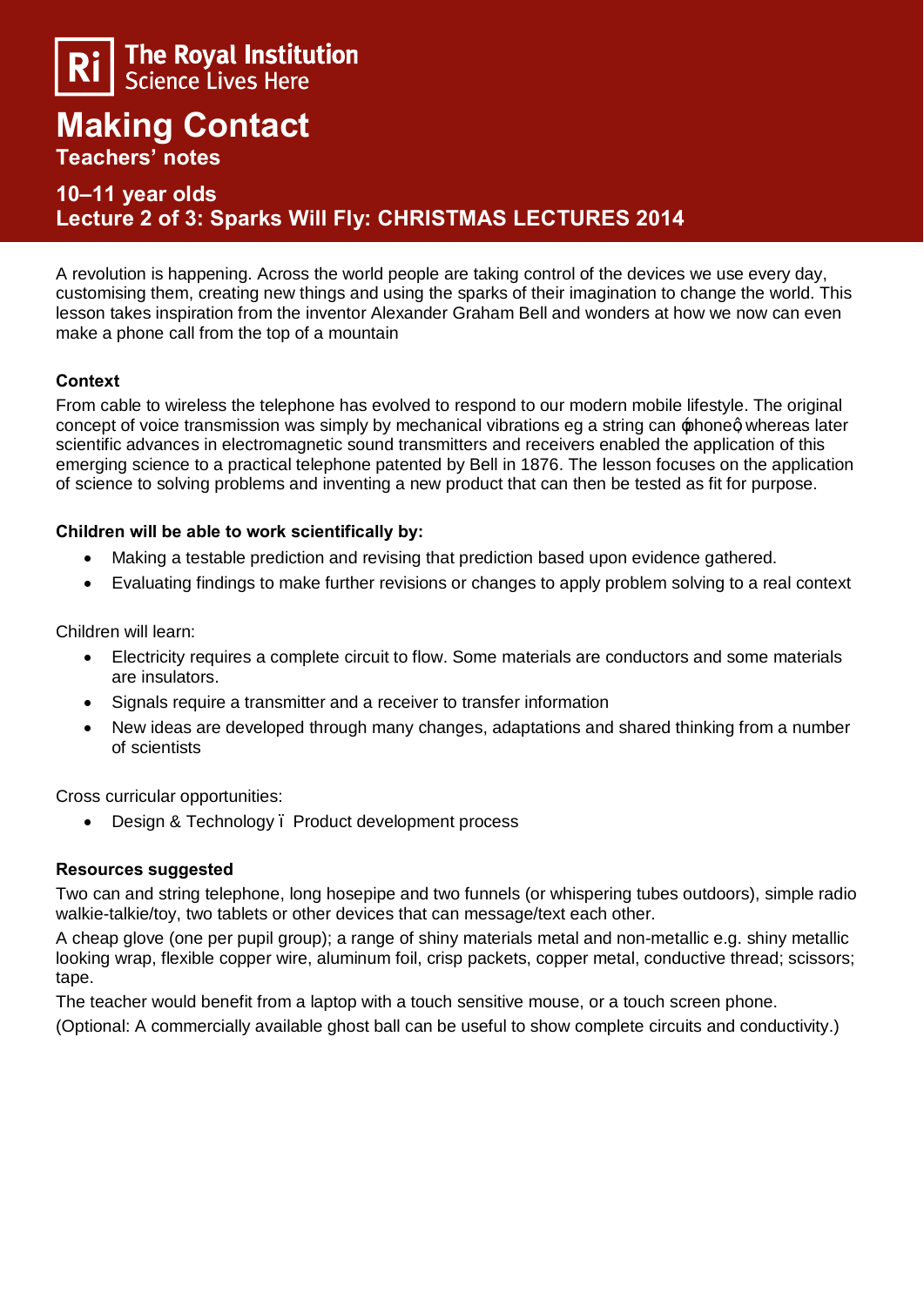The Royal Institution
Science Lives Here

# Making Contact

**Teachers' notes**

## 10–11 year olds
## Lecture 2 of 3: Sparks Will Fly: CHRISTMAS LECTURES 2014

A revolution is happening. Across the world people are taking control of the devices we use every day, customising them, creating new things and using the sparks of their imagination to change the world. This lesson takes inspiration from the inventor Alexander Graham Bell and wonders at how we now can even make a phone call from the top of a mountain

**Context**

From cable to wireless the telephone has evolved to respond to our modern mobile lifestyle. The original concept of voice transmission was simply by mechanical vibrations eg a string can 'phone', whereas later scientific advances in electromagnetic sound transmitters and receivers enabled the application of this emerging science to a practical telephone patented by Bell in 1876. The lesson focuses on the application of science to solving problems and inventing a new product that can then be tested as fit for purpose.

**Children will be able to work scientifically by:**

- Making a testable prediction and revising that prediction based upon evidence gathered.
- Evaluating findings to make further revisions or changes to apply problem solving to a real context

Children will learn:

- Electricity requires a complete circuit to flow. Some materials are conductors and some materials are insulators.
- Signals require a transmitter and a receiver to transfer information
- New ideas are developed through many changes, adaptations and shared thinking from a number of scientists

Cross curricular opportunities:

- Design & Technology – Product development process

**Resources suggested**

Two can and string telephone, long hosepipe and two funnels (or whispering tubes outdoors), simple radio walkie-talkie/toy, two tablets or other devices that can message/text each other.

A cheap glove (one per pupil group); a range of shiny materials metal and non-metallic e.g. shiny metallic looking wrap, flexible copper wire, aluminum foil, crisp packets, copper metal, conductive thread; scissors; tape.

The teacher would benefit from a laptop with a touch sensitive mouse, or a touch screen phone.

(Optional: A commercially available ghost ball can be useful to show complete circuits and conductivity.)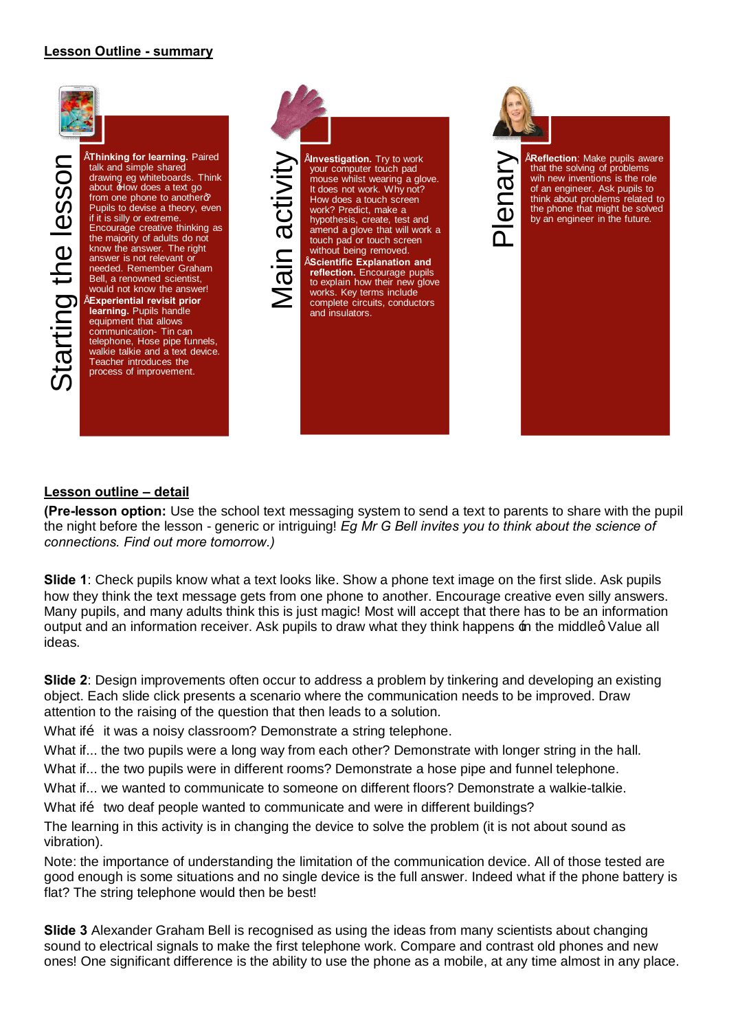**Lesson Outline - summary**

**Starting the lesson**

- **Thinking for learning.** Paired talk and simple shared drawing eg whiteboards. Think about 'How does a text go from one phone to another?' Pupils to devise a theory, even if it is silly or extreme. Encourage creative thinking as the majority of adults do not know the answer. The right answer is not relevant or needed. Remember Graham Bell, a renowned scientist, would not know the answer!
- **Experiential revisit prior learning.** Pupils handle equipment that allows communication- Tin can telephone, Hose pipe funnels, walkie talkie and a text device. Teacher introduces the process of improvement.

**Main activity**

- **Investigation.** Try to work your computer touch pad mouse whilst wearing a glove. It does not work. Why not? How does a touch screen work? Predict, make a hypothesis, create, test and amend a glove that will work a touch pad or touch screen without being removed.
- **Scientific Explanation and reflection.** Encourage pupils to explain how their new glove works. Key terms include complete circuits, conductors and insulators.

**Plenary**

- **Reflection**: Make pupils aware that the solving of problems wih new inventions is the role of an engineer. Ask pupils to think about problems related to the phone that might be solved by an engineer in the future.

**Lesson outline – detail**

**(Pre-lesson option:** Use the school text messaging system to send a text to parents to share with the pupil the night before the lesson - generic or intriguing! *Eg Mr G Bell invites you to think about the science of connections. Find out more tomorrow.)*

**Slide 1**: Check pupils know what a text looks like. Show a phone text image on the first slide. Ask pupils how they think the text message gets from one phone to another. Encourage creative even silly answers. Many pupils, and many adults think this is just magic! Most will accept that there has to be an information output and an information receiver. Ask pupils to draw what they think happens 'in the middle'. Value all ideas.

**Slide 2**: Design improvements often occur to address a problem by tinkering and developing an existing object. Each slide click presents a scenario where the communication needs to be improved. Draw attention to the raising of the question that then leads to a solution.

What if… it was a noisy classroom? Demonstrate a string telephone.

What if... the two pupils were a long way from each other? Demonstrate with longer string in the hall.

What if... the two pupils were in different rooms? Demonstrate a hose pipe and funnel telephone.

What if... we wanted to communicate to someone on different floors? Demonstrate a walkie-talkie.

What if… two deaf people wanted to communicate and were in different buildings?

The learning in this activity is in changing the device to solve the problem (it is not about sound as vibration).

Note: the importance of understanding the limitation of the communication device. All of those tested are good enough is some situations and no single device is the full answer. Indeed what if the phone battery is flat? The string telephone would then be best!

**Slide 3** Alexander Graham Bell is recognised as using the ideas from many scientists about changing sound to electrical signals to make the first telephone work. Compare and contrast old phones and new ones! One significant difference is the ability to use the phone as a mobile, at any time almost in any place.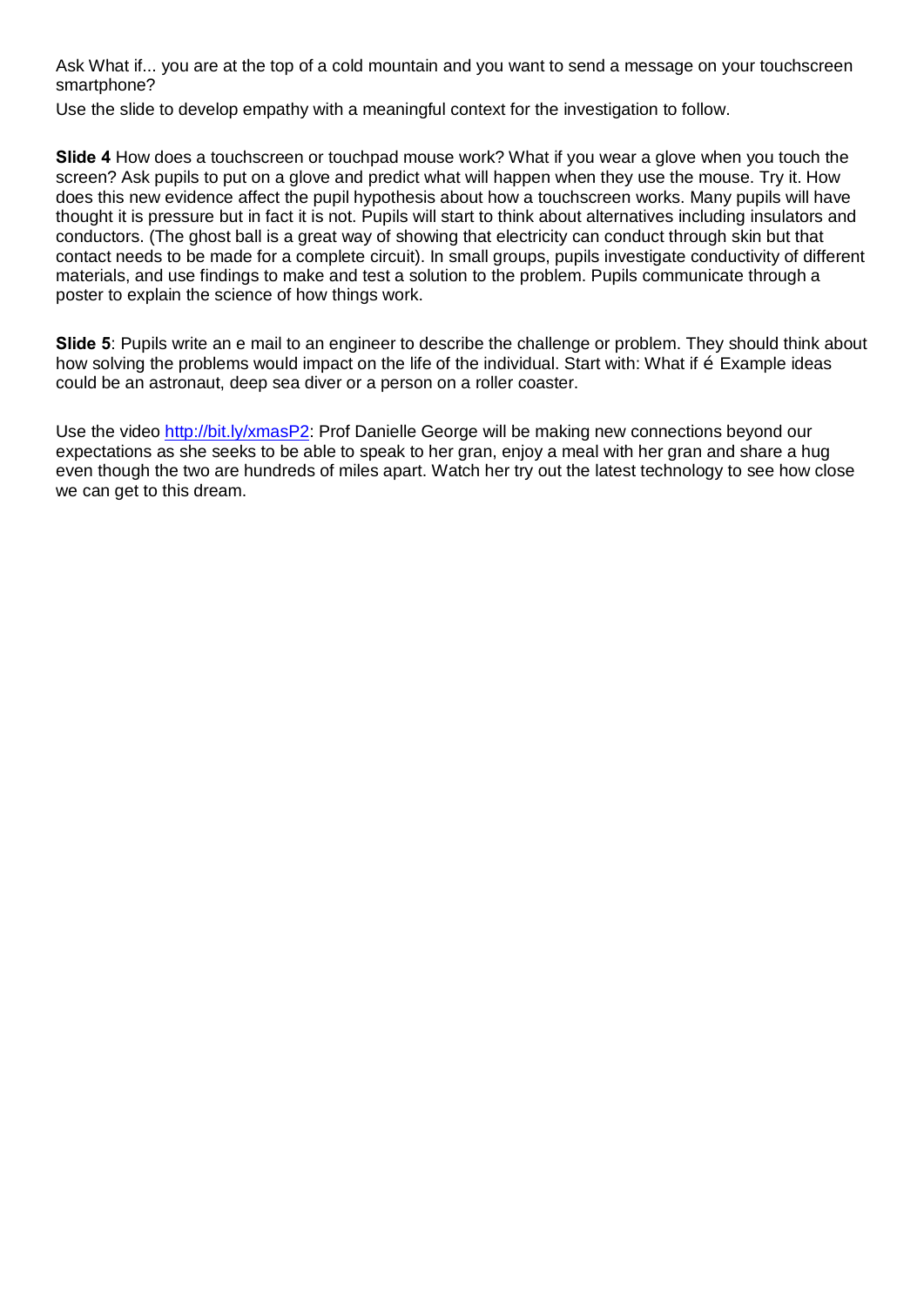Ask What if... you are at the top of a cold mountain and you want to send a message on your touchscreen smartphone?

Use the slide to develop empathy with a meaningful context for the investigation to follow.

**Slide 4** How does a touchscreen or touchpad mouse work? What if you wear a glove when you touch the screen? Ask pupils to put on a glove and predict what will happen when they use the mouse. Try it. How does this new evidence affect the pupil hypothesis about how a touchscreen works. Many pupils will have thought it is pressure but in fact it is not. Pupils will start to think about alternatives including insulators and conductors. (The ghost ball is a great way of showing that electricity can conduct through skin but that contact needs to be made for a complete circuit). In small groups, pupils investigate conductivity of different materials, and use findings to make and test a solution to the problem. Pupils communicate through a poster to explain the science of how things work.

**Slide 5**: Pupils write an e mail to an engineer to describe the challenge or problem. They should think about how solving the problems would impact on the life of the individual. Start with: What if é Example ideas could be an astronaut, deep sea diver or a person on a roller coaster.

Use the video [http://bit.ly/xmasP2](http://bit.ly/xmasP2): Prof Danielle George will be making new connections beyond our expectations as she seeks to be able to speak to her gran, enjoy a meal with her gran and share a hug even though the two are hundreds of miles apart. Watch her try out the latest technology to see how close we can get to this dream.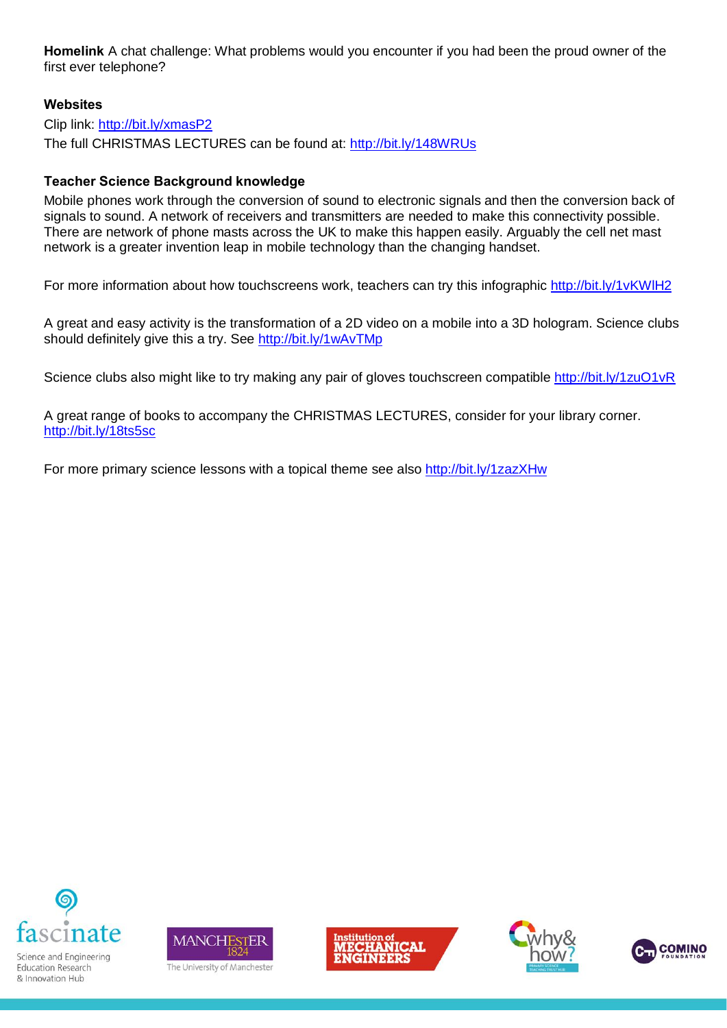**Homelink** A chat challenge: What problems would you encounter if you had been the proud owner of the first ever telephone?

**Websites**

Clip link: http://bit.ly/xmasP2

The full CHRISTMAS LECTURES can be found at: http://bit.ly/148WRUs

**Teacher Science Background knowledge**

Mobile phones work through the conversion of sound to electronic signals and then the conversion back of signals to sound. A network of receivers and transmitters are needed to make this connectivity possible. There are network of phone masts across the UK to make this happen easily. Arguably the cell net mast network is a greater invention leap in mobile technology than the changing handset.

For more information about how touchscreens work, teachers can try this infographic http://bit.ly/1vKWlH2

A great and easy activity is the transformation of a 2D video on a mobile into a 3D hologram. Science clubs should definitely give this a try. See http://bit.ly/1wAvTMp

Science clubs also might like to try making any pair of gloves touchscreen compatible http://bit.ly/1zuO1vR

A great range of books to accompany the CHRISTMAS LECTURES, consider for your library corner. http://bit.ly/18ts5sc

For more primary science lessons with a topical theme see also http://bit.ly/1zazXHw